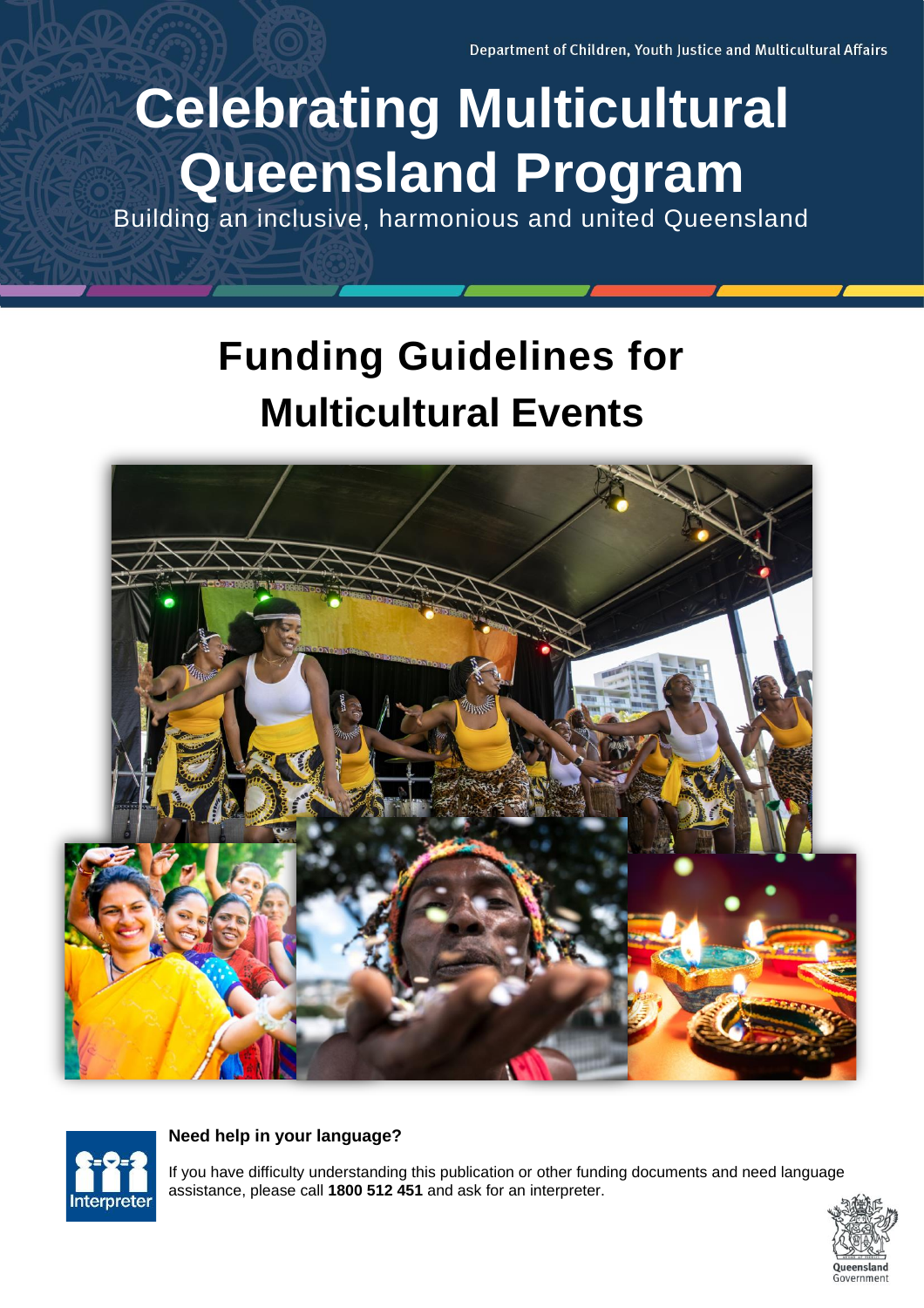Department of Children, Youth Justice and Multicultural Affairs

# Celebrating Multicultural Queensland Program

Building an inclusive, harmonious and united Queensland

## Funding Guidelines for Multicultural Events

**Need help in your language?**

If you have difficulty understanding this publication or other funding documents and need language assistance, please call **1800 512 451** and ask for an interpreter.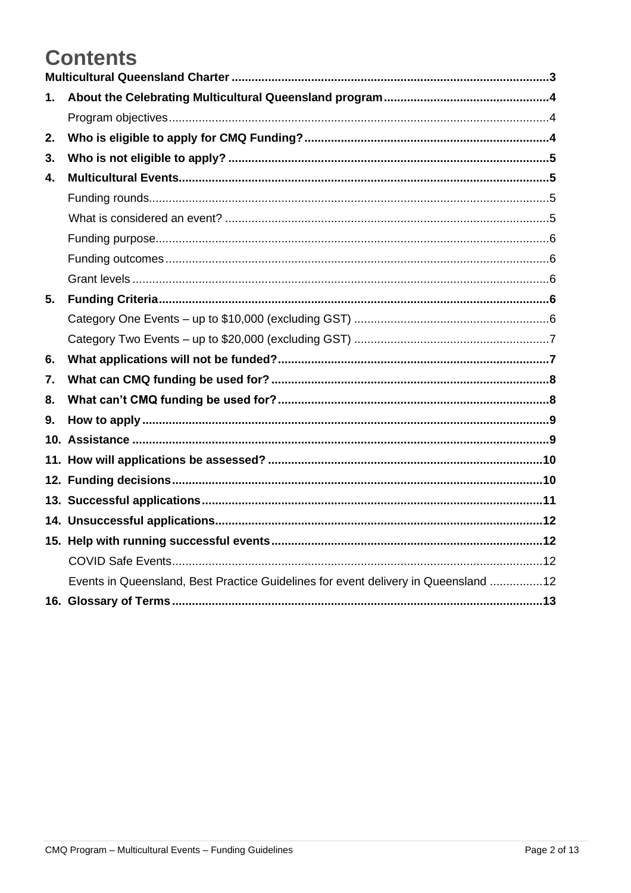# Contents

**Multicultural Queensland Charter** ... **3**

**1. About the Celebrating Multicultural Queensland program** ... **4**

- Program objectives ... 4

**2. Who is eligible to apply for CMQ Funding?** ... **4**

**3. Who is not eligible to apply?** ... **5**

**4. Multicultural Events** ... **5**

- Funding rounds ... 5
- What is considered an event? ... 5
- Funding purpose ... 6
- Funding outcomes ... 6
- Grant levels ... 6

**5. Funding Criteria** ... **6**

- Category One Events – up to $10,000 (excluding GST) ... 6
- Category Two Events – up to $20,000 (excluding GST) ... 7

**6. What applications will not be funded?** ... **7**

**7. What can CMQ funding be used for?** ... **8**

**8. What can't CMQ funding be used for?** ... **8**

**9. How to apply** ... **9**

**10. Assistance** ... **9**

**11. How will applications be assessed?** ... **10**

**12. Funding decisions** ... **10**

**13. Successful applications** ... **11**

**14. Unsuccessful applications** ... **12**

**15. Help with running successful events** ... **12**

- COVID Safe Events ... 12
- Events in Queensland, Best Practice Guidelines for event delivery in Queensland ... 12

**16. Glossary of Terms** ... **13**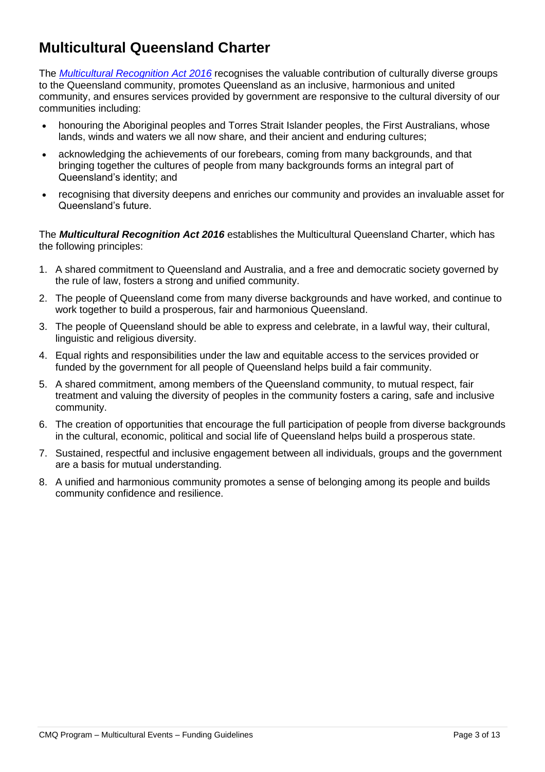# Multicultural Queensland Charter

The *Multicultural Recognition Act 2016* recognises the valuable contribution of culturally diverse groups to the Queensland community, promotes Queensland as an inclusive, harmonious and united community, and ensures services provided by government are responsive to the cultural diversity of our communities including:

- honouring the Aboriginal peoples and Torres Strait Islander peoples, the First Australians, whose lands, winds and waters we all now share, and their ancient and enduring cultures;
- acknowledging the achievements of our forebears, coming from many backgrounds, and that bringing together the cultures of people from many backgrounds forms an integral part of Queensland's identity; and
- recognising that diversity deepens and enriches our community and provides an invaluable asset for Queensland's future.

The ***Multicultural Recognition Act 2016*** establishes the Multicultural Queensland Charter, which has the following principles:

1. A shared commitment to Queensland and Australia, and a free and democratic society governed by the rule of law, fosters a strong and unified community.
2. The people of Queensland come from many diverse backgrounds and have worked, and continue to work together to build a prosperous, fair and harmonious Queensland.
3. The people of Queensland should be able to express and celebrate, in a lawful way, their cultural, linguistic and religious diversity.
4. Equal rights and responsibilities under the law and equitable access to the services provided or funded by the government for all people of Queensland helps build a fair community.
5. A shared commitment, among members of the Queensland community, to mutual respect, fair treatment and valuing the diversity of peoples in the community fosters a caring, safe and inclusive community.
6. The creation of opportunities that encourage the full participation of people from diverse backgrounds in the cultural, economic, political and social life of Queensland helps build a prosperous state.
7. Sustained, respectful and inclusive engagement between all individuals, groups and the government are a basis for mutual understanding.
8. A unified and harmonious community promotes a sense of belonging among its people and builds community confidence and resilience.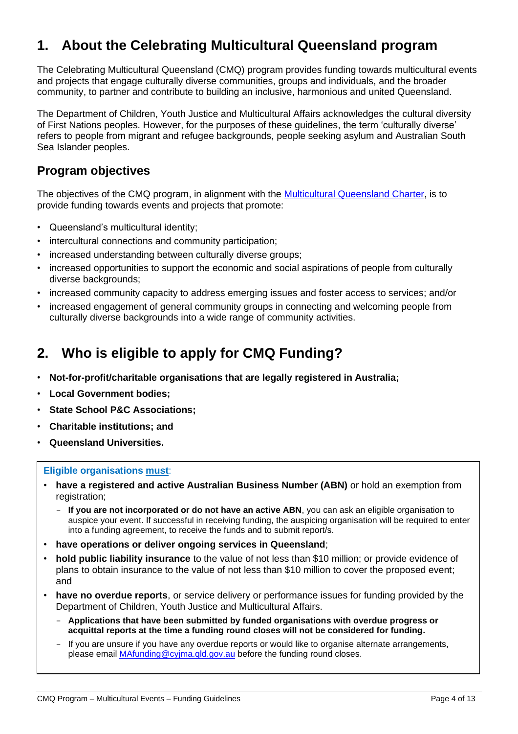# 1. About the Celebrating Multicultural Queensland program

The Celebrating Multicultural Queensland (CMQ) program provides funding towards multicultural events and projects that engage culturally diverse communities, groups and individuals, and the broader community, to partner and contribute to building an inclusive, harmonious and united Queensland.

The Department of Children, Youth Justice and Multicultural Affairs acknowledges the cultural diversity of First Nations peoples. However, for the purposes of these guidelines, the term 'culturally diverse' refers to people from migrant and refugee backgrounds, people seeking asylum and Australian South Sea Islander peoples.

## Program objectives

The objectives of the CMQ program, in alignment with the [Multicultural Queensland Charter](), is to provide funding towards events and projects that promote:

- Queensland's multicultural identity;
- intercultural connections and community participation;
- increased understanding between culturally diverse groups;
- increased opportunities to support the economic and social aspirations of people from culturally diverse backgrounds;
- increased community capacity to address emerging issues and foster access to services; and/or
- increased engagement of general community groups in connecting and welcoming people from culturally diverse backgrounds into a wide range of community activities.

# 2. Who is eligible to apply for CMQ Funding?

- **Not-for-profit/charitable organisations that are legally registered in Australia;**
- **Local Government bodies;**
- **State School P&C Associations;**
- **Charitable institutions; and**
- **Queensland Universities.**

**Eligible organisations must**:

- **have a registered and active Australian Business Number (ABN)** or hold an exemption from registration;
  - **If you are not incorporated or do not have an active ABN**, you can ask an eligible organisation to auspice your event. If successful in receiving funding, the auspicing organisation will be required to enter into a funding agreement, to receive the funds and to submit report/s.
- **have operations or deliver ongoing services in Queensland**;
- **hold public liability insurance** to the value of not less than $10 million; or provide evidence of plans to obtain insurance to the value of not less than $10 million to cover the proposed event; and
- **have no overdue reports**, or service delivery or performance issues for funding provided by the Department of Children, Youth Justice and Multicultural Affairs.
  - **Applications that have been submitted by funded organisations with overdue progress or acquittal reports at the time a funding round closes will not be considered for funding.**
  - If you are unsure if you have any overdue reports or would like to organise alternate arrangements, please email MAfunding@cyjma.qld.gov.au before the funding round closes.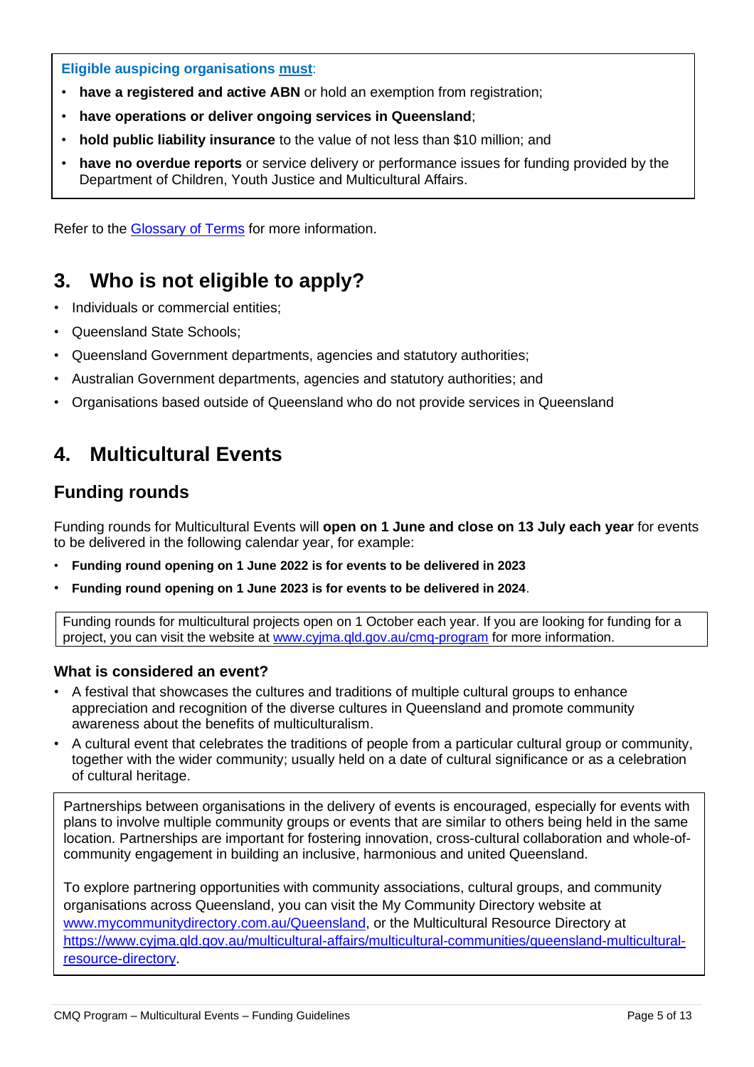**Eligible auspicing organisations must:**

- **have a registered and active ABN** or hold an exemption from registration;
- **have operations or deliver ongoing services in Queensland**;
- **hold public liability insurance** to the value of not less than $10 million; and
- **have no overdue reports** or service delivery or performance issues for funding provided by the Department of Children, Youth Justice and Multicultural Affairs.

Refer to the [Glossary of Terms]() for more information.

## 3. Who is not eligible to apply?

- Individuals or commercial entities;
- Queensland State Schools;
- Queensland Government departments, agencies and statutory authorities;
- Australian Government departments, agencies and statutory authorities; and
- Organisations based outside of Queensland who do not provide services in Queensland

## 4. Multicultural Events

### Funding rounds

Funding rounds for Multicultural Events will **open on 1 June and close on 13 July each year** for events to be delivered in the following calendar year, for example:

- **Funding round opening on 1 June 2022 is for events to be delivered in 2023**
- **Funding round opening on 1 June 2023 is for events to be delivered in 2024**.

Funding rounds for multicultural projects open on 1 October each year. If you are looking for funding for a project, you can visit the website at [www.cyjma.qld.gov.au/cmq-program](www.cyjma.qld.gov.au/cmq-program) for more information.

#### What is considered an event?

- A festival that showcases the cultures and traditions of multiple cultural groups to enhance appreciation and recognition of the diverse cultures in Queensland and promote community awareness about the benefits of multiculturalism.
- A cultural event that celebrates the traditions of people from a particular cultural group or community, together with the wider community; usually held on a date of cultural significance or as a celebration of cultural heritage.

Partnerships between organisations in the delivery of events is encouraged, especially for events with plans to involve multiple community groups or events that are similar to others being held in the same location. Partnerships are important for fostering innovation, cross-cultural collaboration and whole-of-community engagement in building an inclusive, harmonious and united Queensland.

To explore partnering opportunities with community associations, cultural groups, and community organisations across Queensland, you can visit the My Community Directory website at [www.mycommunitydirectory.com.au/Queensland](www.mycommunitydirectory.com.au/Queensland), or the Multicultural Resource Directory at [https://www.cyjma.qld.gov.au/multicultural-affairs/multicultural-communities/queensland-multicultural-resource-directory](https://www.cyjma.qld.gov.au/multicultural-affairs/multicultural-communities/queensland-multicultural-resource-directory).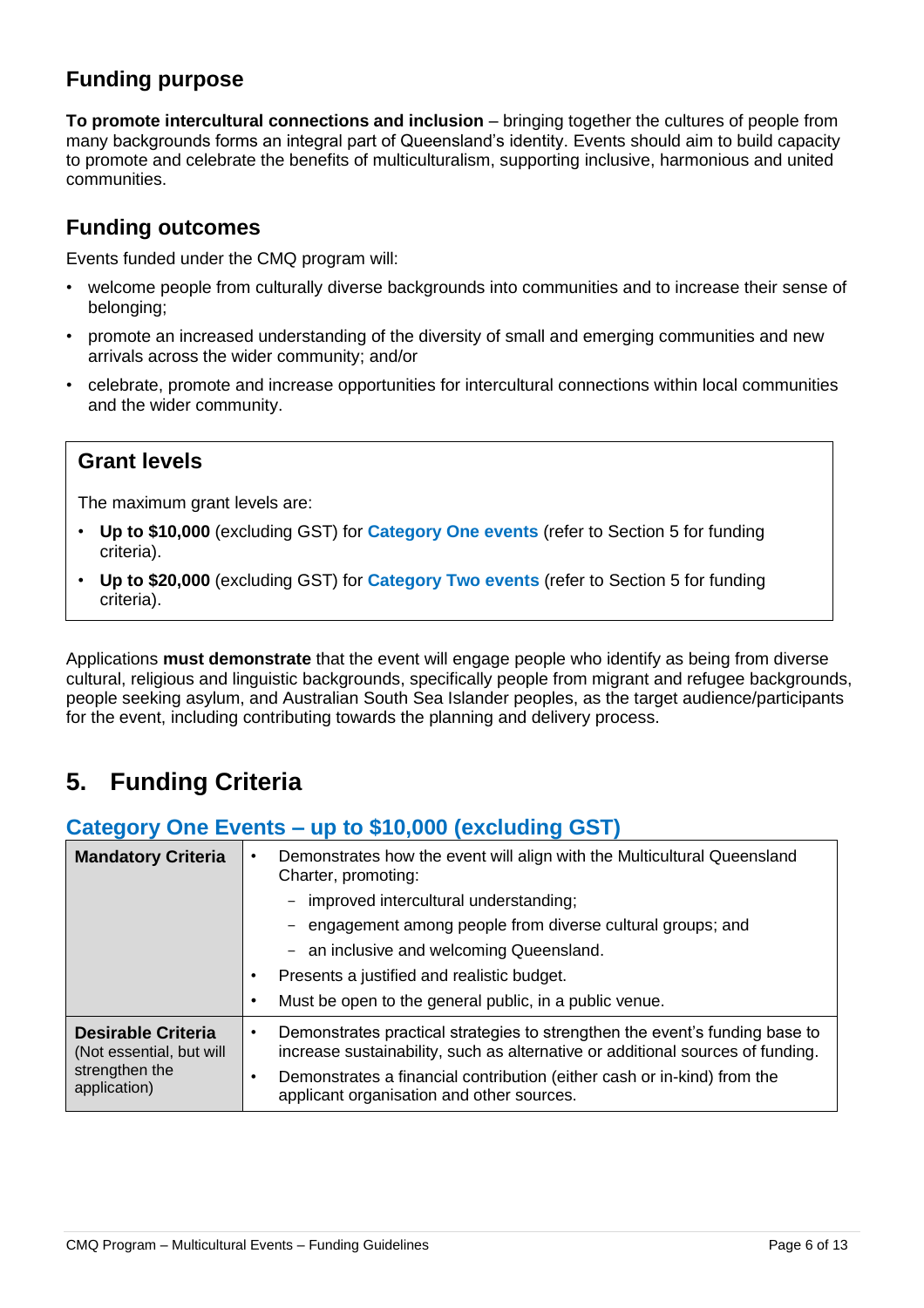## Funding purpose

**To promote intercultural connections and inclusion** – bringing together the cultures of people from many backgrounds forms an integral part of Queensland's identity. Events should aim to build capacity to promote and celebrate the benefits of multiculturalism, supporting inclusive, harmonious and united communities.

## Funding outcomes

Events funded under the CMQ program will:

- welcome people from culturally diverse backgrounds into communities and to increase their sense of belonging;
- promote an increased understanding of the diversity of small and emerging communities and new arrivals across the wider community; and/or
- celebrate, promote and increase opportunities for intercultural connections within local communities and the wider community.

## Grant levels

The maximum grant levels are:

- **Up to $10,000** (excluding GST) for **Category One events** (refer to Section 5 for funding criteria).
- **Up to $20,000** (excluding GST) for **Category Two events** (refer to Section 5 for funding criteria).

Applications **must demonstrate** that the event will engage people who identify as being from diverse cultural, religious and linguistic backgrounds, specifically people from migrant and refugee backgrounds, people seeking asylum, and Australian South Sea Islander peoples, as the target audience/participants for the event, including contributing towards the planning and delivery process.

# 5. Funding Criteria

## Category One Events – up to $10,000 (excluding GST)

| | |
|---|---|
| **Mandatory Criteria** | • Demonstrates how the event will align with the Multicultural Queensland Charter, promoting:<br>  – improved intercultural understanding;<br>  – engagement among people from diverse cultural groups; and<br>  – an inclusive and welcoming Queensland.<br>• Presents a justified and realistic budget.<br>• Must be open to the general public, in a public venue. |
| **Desirable Criteria** (Not essential, but will strengthen the application) | • Demonstrates practical strategies to strengthen the event's funding base to increase sustainability, such as alternative or additional sources of funding.<br>• Demonstrates a financial contribution (either cash or in-kind) from the applicant organisation and other sources. |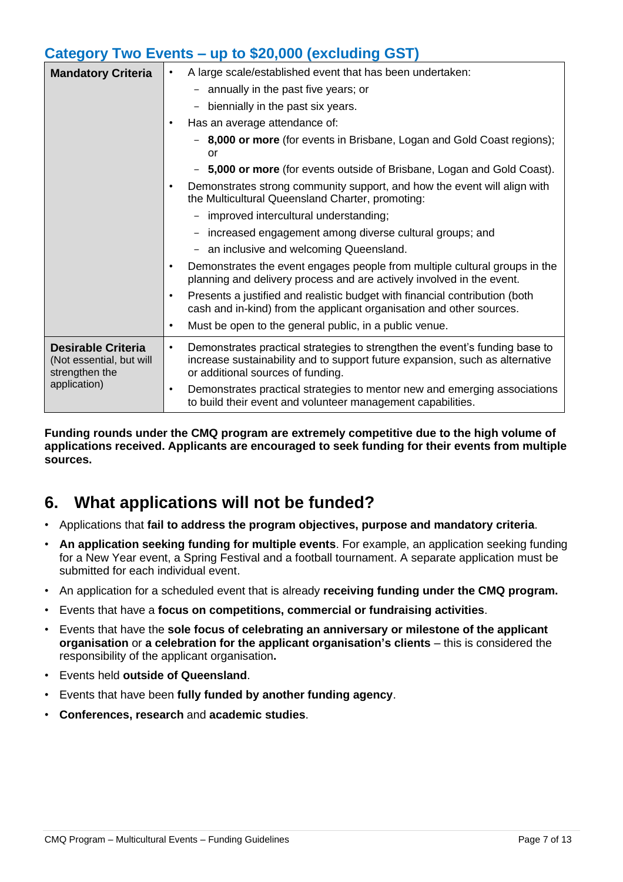## Category Two Events – up to $20,000 (excluding GST)

| | |
|---|---|
| **Mandatory Criteria** | • A large scale/established event that has been undertaken:<br>  – annually in the past five years; or<br>  – biennially in the past six years.<br>• Has an average attendance of:<br>  – **8,000 or more** (for events in Brisbane, Logan and Gold Coast regions); or<br>  – **5,000 or more** (for events outside of Brisbane, Logan and Gold Coast).<br>• Demonstrates strong community support, and how the event will align with the Multicultural Queensland Charter, promoting:<br>  – improved intercultural understanding;<br>  – increased engagement among diverse cultural groups; and<br>  – an inclusive and welcoming Queensland.<br>• Demonstrates the event engages people from multiple cultural groups in the planning and delivery process and are actively involved in the event.<br>• Presents a justified and realistic budget with financial contribution (both cash and in-kind) from the applicant organisation and other sources.<br>• Must be open to the general public, in a public venue. |
| **Desirable Criteria** (Not essential, but will strengthen the application) | • Demonstrates practical strategies to strengthen the event's funding base to increase sustainability and to support future expansion, such as alternative or additional sources of funding.<br>• Demonstrates practical strategies to mentor new and emerging associations to build their event and volunteer management capabilities. |

**Funding rounds under the CMQ program are extremely competitive due to the high volume of applications received. Applicants are encouraged to seek funding for their events from multiple sources.**

## 6. What applications will not be funded?

- Applications that **fail to address the program objectives, purpose and mandatory criteria**.
- **An application seeking funding for multiple events**. For example, an application seeking funding for a New Year event, a Spring Festival and a football tournament. A separate application must be submitted for each individual event.
- An application for a scheduled event that is already **receiving funding under the CMQ program.**
- Events that have a **focus on competitions, commercial or fundraising activities**.
- Events that have the **sole focus of celebrating an anniversary or milestone of the applicant organisation** or **a celebration for the applicant organisation's clients** – this is considered the responsibility of the applicant organisation**.**
- Events held **outside of Queensland**.
- Events that have been **fully funded by another funding agency**.
- **Conferences, research** and **academic studies**.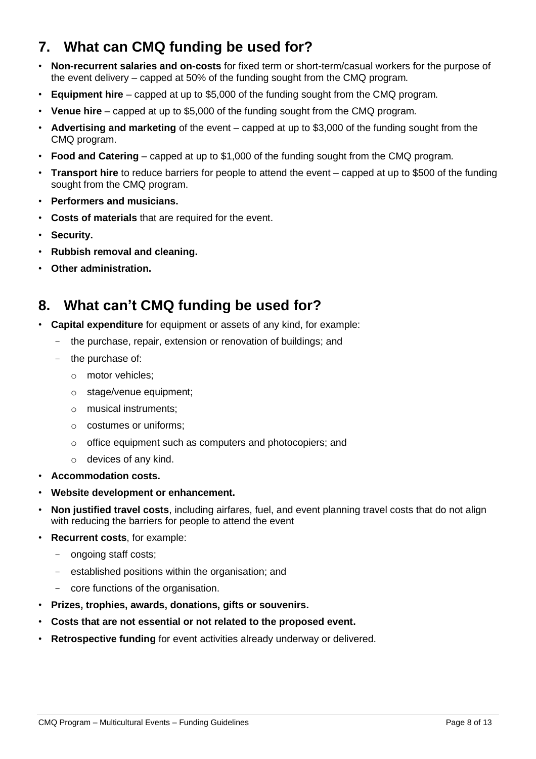## 7. What can CMQ funding be used for?

- **Non-recurrent salaries and on-costs** for fixed term or short-term/casual workers for the purpose of the event delivery – capped at 50% of the funding sought from the CMQ program.
- **Equipment hire** – capped at up to $5,000 of the funding sought from the CMQ program.
- **Venue hire** – capped at up to $5,000 of the funding sought from the CMQ program.
- **Advertising and marketing** of the event – capped at up to $3,000 of the funding sought from the CMQ program.
- **Food and Catering** – capped at up to $1,000 of the funding sought from the CMQ program.
- **Transport hire** to reduce barriers for people to attend the event – capped at up to $500 of the funding sought from the CMQ program.
- **Performers and musicians.**
- **Costs of materials** that are required for the event.
- **Security.**
- **Rubbish removal and cleaning.**
- **Other administration.**

## 8. What can't CMQ funding be used for?

- **Capital expenditure** for equipment or assets of any kind, for example:
  - the purchase, repair, extension or renovation of buildings; and
  - the purchase of:
    - motor vehicles;
    - stage/venue equipment;
    - musical instruments;
    - costumes or uniforms;
    - office equipment such as computers and photocopiers; and
    - devices of any kind.
- **Accommodation costs.**
- **Website development or enhancement.**
- **Non justified travel costs**, including airfares, fuel, and event planning travel costs that do not align with reducing the barriers for people to attend the event
- **Recurrent costs**, for example:
  - ongoing staff costs;
  - established positions within the organisation; and
  - core functions of the organisation.
- **Prizes, trophies, awards, donations, gifts or souvenirs.**
- **Costs that are not essential or not related to the proposed event.**
- **Retrospective funding** for event activities already underway or delivered.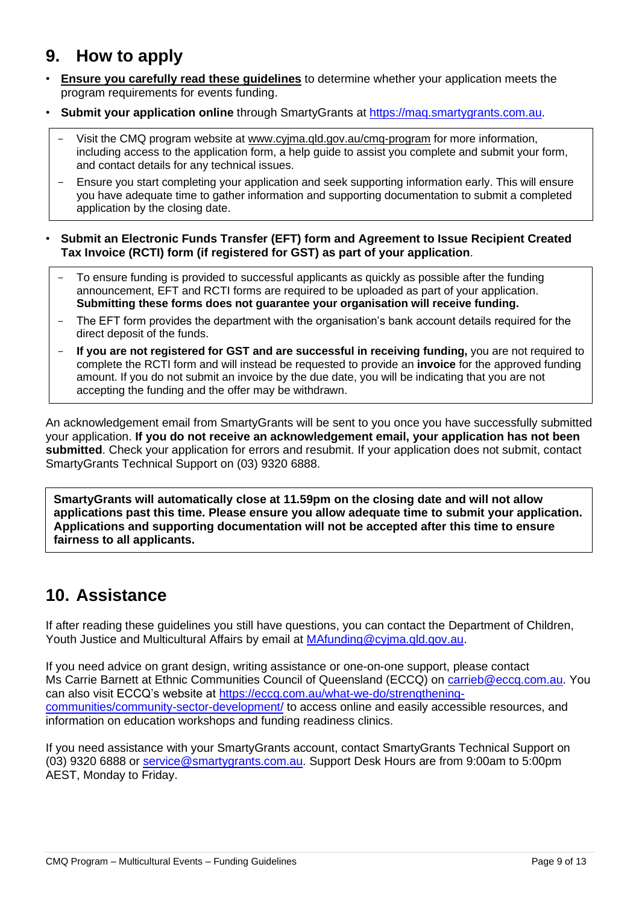## 9. How to apply

- **Ensure you carefully read these guidelines** to determine whether your application meets the program requirements for events funding.
- **Submit your application online** through SmartyGrants at https://maq.smartygrants.com.au.
  - Visit the CMQ program website at www.cyjma.qld.gov.au/cmq-program for more information, including access to the application form, a help guide to assist you complete and submit your form, and contact details for any technical issues.
  - Ensure you start completing your application and seek supporting information early. This will ensure you have adequate time to gather information and supporting documentation to submit a completed application by the closing date.
- **Submit an Electronic Funds Transfer (EFT) form and Agreement to Issue Recipient Created Tax Invoice (RCTI) form (if registered for GST) as part of your application**.
  - To ensure funding is provided to successful applicants as quickly as possible after the funding announcement, EFT and RCTI forms are required to be uploaded as part of your application. **Submitting these forms does not guarantee your organisation will receive funding.**
  - The EFT form provides the department with the organisation's bank account details required for the direct deposit of the funds.
  - **If you are not registered for GST and are successful in receiving funding,** you are not required to complete the RCTI form and will instead be requested to provide an **invoice** for the approved funding amount. If you do not submit an invoice by the due date, you will be indicating that you are not accepting the funding and the offer may be withdrawn.

An acknowledgement email from SmartyGrants will be sent to you once you have successfully submitted your application. **If you do not receive an acknowledgement email, your application has not been submitted**. Check your application for errors and resubmit. If your application does not submit, contact SmartyGrants Technical Support on (03) 9320 6888.

**SmartyGrants will automatically close at 11.59pm on the closing date and will not allow applications past this time. Please ensure you allow adequate time to submit your application. Applications and supporting documentation will not be accepted after this time to ensure fairness to all applicants.**

## 10. Assistance

If after reading these guidelines you still have questions, you can contact the Department of Children, Youth Justice and Multicultural Affairs by email at MAfunding@cyjma.qld.gov.au.

If you need advice on grant design, writing assistance or one-on-one support, please contact Ms Carrie Barnett at Ethnic Communities Council of Queensland (ECCQ) on carrieb@eccq.com.au. You can also visit ECCQ's website at https://eccq.com.au/what-we-do/strengthening-communities/community-sector-development/ to access online and easily accessible resources, and information on education workshops and funding readiness clinics.

If you need assistance with your SmartyGrants account, contact SmartyGrants Technical Support on (03) 9320 6888 or service@smartygrants.com.au. Support Desk Hours are from 9:00am to 5:00pm AEST, Monday to Friday.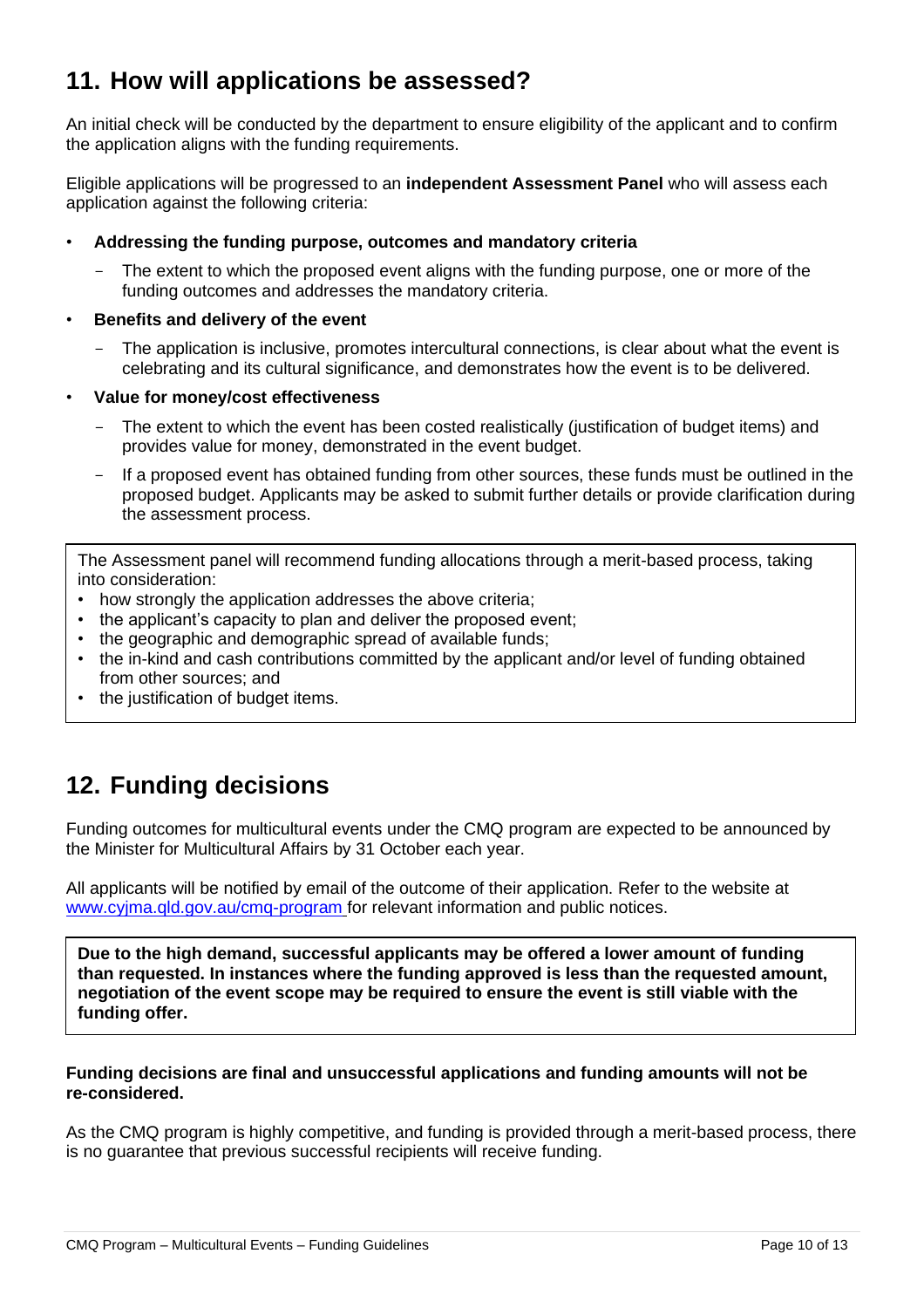## 11. How will applications be assessed?

An initial check will be conducted by the department to ensure eligibility of the applicant and to confirm the application aligns with the funding requirements.

Eligible applications will be progressed to an **independent Assessment Panel** who will assess each application against the following criteria:

- **Addressing the funding purpose, outcomes and mandatory criteria**
  - The extent to which the proposed event aligns with the funding purpose, one or more of the funding outcomes and addresses the mandatory criteria.
- **Benefits and delivery of the event**
  - The application is inclusive, promotes intercultural connections, is clear about what the event is celebrating and its cultural significance, and demonstrates how the event is to be delivered.
- **Value for money/cost effectiveness**
  - The extent to which the event has been costed realistically (justification of budget items) and provides value for money, demonstrated in the event budget.
  - If a proposed event has obtained funding from other sources, these funds must be outlined in the proposed budget. Applicants may be asked to submit further details or provide clarification during the assessment process.

The Assessment panel will recommend funding allocations through a merit-based process, taking into consideration:

- how strongly the application addresses the above criteria;
- the applicant's capacity to plan and deliver the proposed event;
- the geographic and demographic spread of available funds;
- the in-kind and cash contributions committed by the applicant and/or level of funding obtained from other sources; and
- the justification of budget items.

## 12. Funding decisions

Funding outcomes for multicultural events under the CMQ program are expected to be announced by the Minister for Multicultural Affairs by 31 October each year.

All applicants will be notified by email of the outcome of their application. Refer to the website at [www.cyjma.qld.gov.au/cmq-program](www.cyjma.qld.gov.au/cmq-program) for relevant information and public notices.

**Due to the high demand, successful applicants may be offered a lower amount of funding than requested. In instances where the funding approved is less than the requested amount, negotiation of the event scope may be required to ensure the event is still viable with the funding offer.**

**Funding decisions are final and unsuccessful applications and funding amounts will not be re-considered.**

As the CMQ program is highly competitive, and funding is provided through a merit-based process, there is no guarantee that previous successful recipients will receive funding.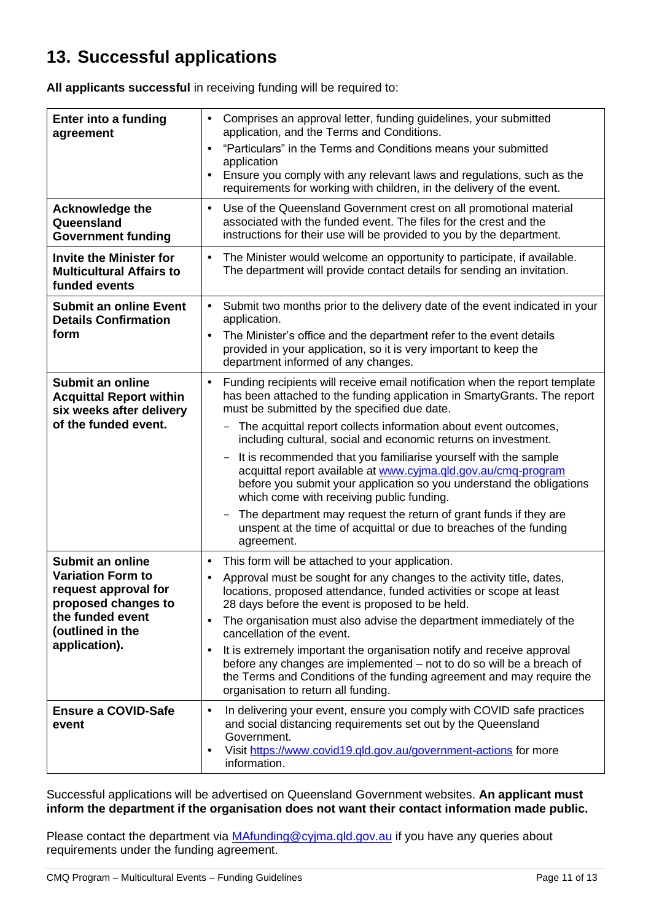## 13. Successful applications

**All applicants successful** in receiving funding will be required to:

| | |
|---|---|
| **Enter into a funding agreement** | • Comprises an approval letter, funding guidelines, your submitted application, and the Terms and Conditions.<br>• "Particulars" in the Terms and Conditions means your submitted application<br>• Ensure you comply with any relevant laws and regulations, such as the requirements for working with children, in the delivery of the event. |
| **Acknowledge the Queensland Government funding** | • Use of the Queensland Government crest on all promotional material associated with the funded event. The files for the crest and the instructions for their use will be provided to you by the department. |
| **Invite the Minister for Multicultural Affairs to funded events** | • The Minister would welcome an opportunity to participate, if available. The department will provide contact details for sending an invitation. |
| **Submit an online Event Details Confirmation form** | • Submit two months prior to the delivery date of the event indicated in your application.<br>• The Minister's office and the department refer to the event details provided in your application, so it is very important to keep the department informed of any changes. |
| **Submit an online Acquittal Report within six weeks after delivery of the funded event.** | • Funding recipients will receive email notification when the report template has been attached to the funding application in SmartyGrants. The report must be submitted by the specified due date.<br>  – The acquittal report collects information about event outcomes, including cultural, social and economic returns on investment.<br>  – It is recommended that you familiarise yourself with the sample acquittal report available at www.cyjma.qld.gov.au/cmq-program before you submit your application so you understand the obligations which come with receiving public funding.<br>  – The department may request the return of grant funds if they are unspent at the time of acquittal or due to breaches of the funding agreement. |
| **Submit an online Variation Form to request approval for proposed changes to the funded event (outlined in the application).** | • This form will be attached to your application.<br>• Approval must be sought for any changes to the activity title, dates, locations, proposed attendance, funded activities or scope at least 28 days before the event is proposed to be held.<br>• The organisation must also advise the department immediately of the cancellation of the event.<br>• It is extremely important the organisation notify and receive approval before any changes are implemented – not to do so will be a breach of the Terms and Conditions of the funding agreement and may require the organisation to return all funding. |
| **Ensure a COVID-Safe event** | • In delivering your event, ensure you comply with COVID safe practices and social distancing requirements set out by the Queensland Government.<br>• Visit https://www.covid19.qld.gov.au/government-actions for more information. |

Successful applications will be advertised on Queensland Government websites. **An applicant must inform the department if the organisation does not want their contact information made public.**

Please contact the department via MAfunding@cyjma.qld.gov.au if you have any queries about requirements under the funding agreement.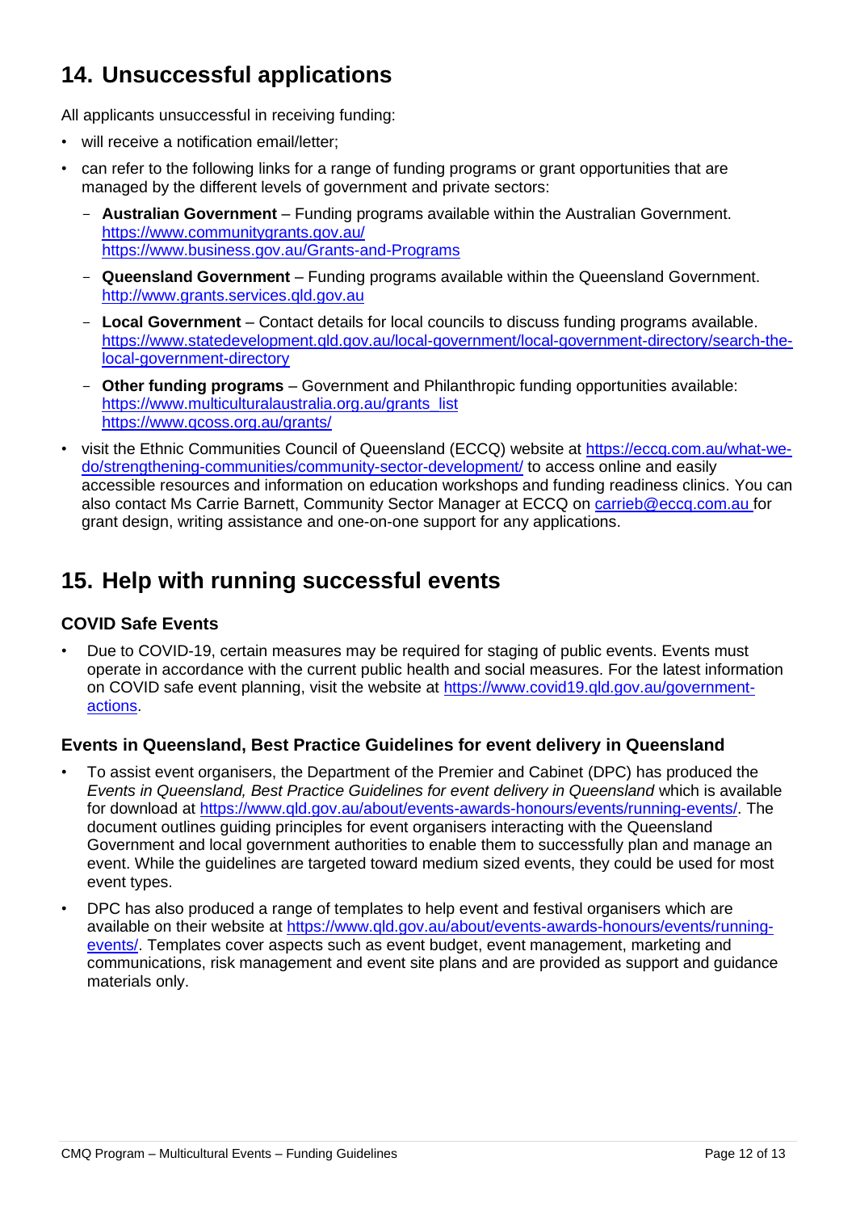## 14. Unsuccessful applications

All applicants unsuccessful in receiving funding:

- will receive a notification email/letter;
- can refer to the following links for a range of funding programs or grant opportunities that are managed by the different levels of government and private sectors:
  - **Australian Government** – Funding programs available within the Australian Government. https://www.communitygrants.gov.au/ https://www.business.gov.au/Grants-and-Programs
  - **Queensland Government** – Funding programs available within the Queensland Government. http://www.grants.services.qld.gov.au
  - **Local Government** – Contact details for local councils to discuss funding programs available. https://www.statedevelopment.qld.gov.au/local-government/local-government-directory/search-the-local-government-directory
  - **Other funding programs** – Government and Philanthropic funding opportunities available: https://www.multiculturalaustralia.org.au/grants_list https://www.qcoss.org.au/grants/
- visit the Ethnic Communities Council of Queensland (ECCQ) website at https://eccq.com.au/what-we-do/strengthening-communities/community-sector-development/ to access online and easily accessible resources and information on education workshops and funding readiness clinics. You can also contact Ms Carrie Barnett, Community Sector Manager at ECCQ on carrieb@eccq.com.au for grant design, writing assistance and one-on-one support for any applications.

## 15. Help with running successful events

### COVID Safe Events

- Due to COVID-19, certain measures may be required for staging of public events. Events must operate in accordance with the current public health and social measures. For the latest information on COVID safe event planning, visit the website at https://www.covid19.qld.gov.au/government-actions.

### Events in Queensland, Best Practice Guidelines for event delivery in Queensland

- To assist event organisers, the Department of the Premier and Cabinet (DPC) has produced the *Events in Queensland, Best Practice Guidelines for event delivery in Queensland* which is available for download at https://www.qld.gov.au/about/events-awards-honours/events/running-events/. The document outlines guiding principles for event organisers interacting with the Queensland Government and local government authorities to enable them to successfully plan and manage an event. While the guidelines are targeted toward medium sized events, they could be used for most event types.
- DPC has also produced a range of templates to help event and festival organisers which are available on their website at https://www.qld.gov.au/about/events-awards-honours/events/running-events/. Templates cover aspects such as event budget, event management, marketing and communications, risk management and event site plans and are provided as support and guidance materials only.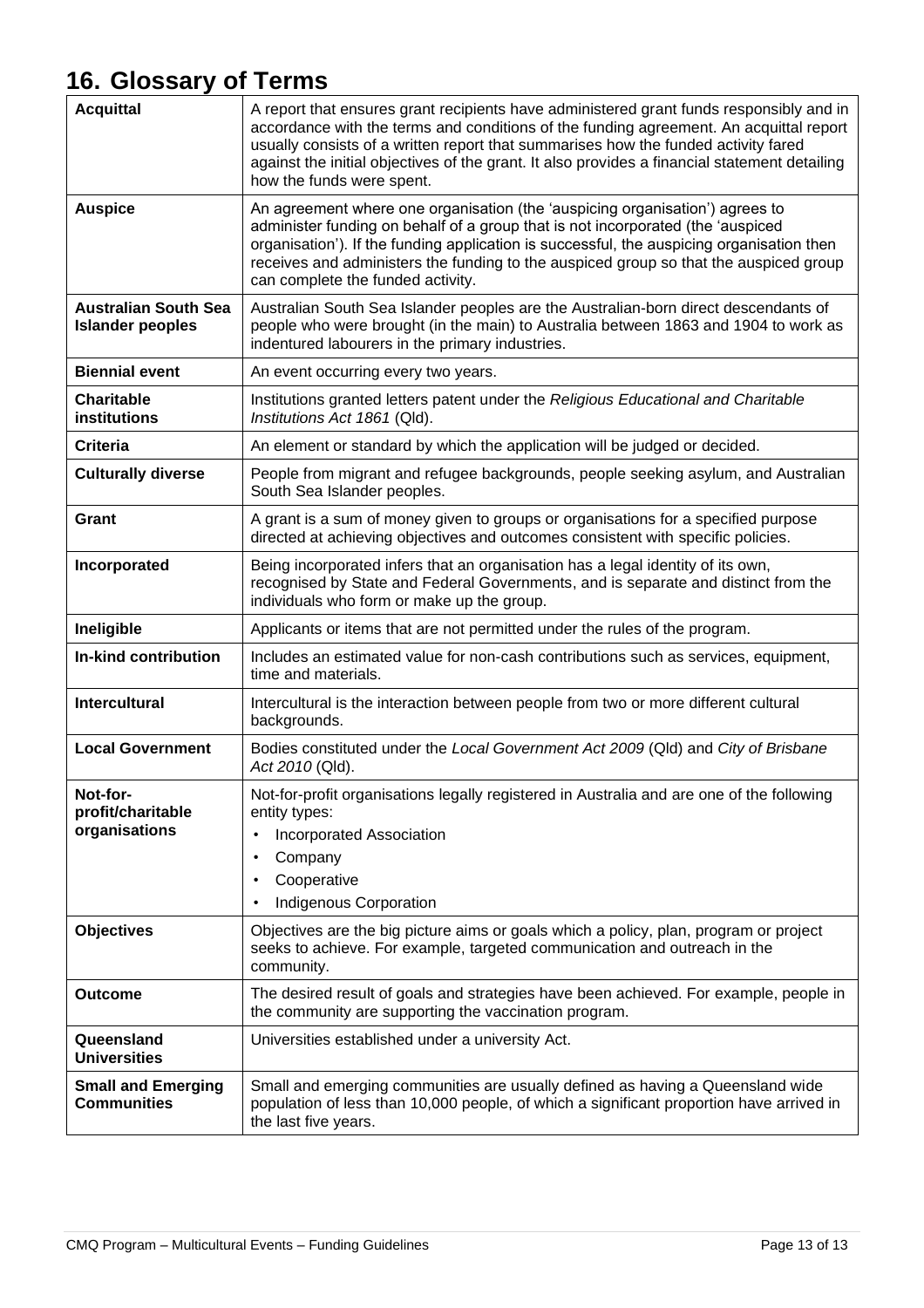# 16. Glossary of Terms

| | |
|---|---|
| **Acquittal** | A report that ensures grant recipients have administered grant funds responsibly and in accordance with the terms and conditions of the funding agreement. An acquittal report usually consists of a written report that summarises how the funded activity fared against the initial objectives of the grant. It also provides a financial statement detailing how the funds were spent. |
| **Auspice** | An agreement where one organisation (the 'auspicing organisation') agrees to administer funding on behalf of a group that is not incorporated (the 'auspiced organisation'). If the funding application is successful, the auspicing organisation then receives and administers the funding to the auspiced group so that the auspiced group can complete the funded activity. |
| **Australian South Sea Islander peoples** | Australian South Sea Islander peoples are the Australian-born direct descendants of people who were brought (in the main) to Australia between 1863 and 1904 to work as indentured labourers in the primary industries. |
| **Biennial event** | An event occurring every two years. |
| **Charitable institutions** | Institutions granted letters patent under the *Religious Educational and Charitable Institutions Act 1861* (Qld). |
| **Criteria** | An element or standard by which the application will be judged or decided. |
| **Culturally diverse** | People from migrant and refugee backgrounds, people seeking asylum, and Australian South Sea Islander peoples. |
| **Grant** | A grant is a sum of money given to groups or organisations for a specified purpose directed at achieving objectives and outcomes consistent with specific policies. |
| **Incorporated** | Being incorporated infers that an organisation has a legal identity of its own, recognised by State and Federal Governments, and is separate and distinct from the individuals who form or make up the group. |
| **Ineligible** | Applicants or items that are not permitted under the rules of the program. |
| **In-kind contribution** | Includes an estimated value for non-cash contributions such as services, equipment, time and materials. |
| **Intercultural** | Intercultural is the interaction between people from two or more different cultural backgrounds. |
| **Local Government** | Bodies constituted under the *Local Government Act 2009* (Qld) and *City of Brisbane Act 2010* (Qld). |
| **Not-for-profit/charitable organisations** | Not-for-profit organisations legally registered in Australia and are one of the following entity types: <br>• Incorporated Association <br>• Company <br>• Cooperative <br>• Indigenous Corporation |
| **Objectives** | Objectives are the big picture aims or goals which a policy, plan, program or project seeks to achieve. For example, targeted communication and outreach in the community. |
| **Outcome** | The desired result of goals and strategies have been achieved. For example, people in the community are supporting the vaccination program. |
| **Queensland Universities** | Universities established under a university Act. |
| **Small and Emerging Communities** | Small and emerging communities are usually defined as having a Queensland wide population of less than 10,000 people, of which a significant proportion have arrived in the last five years. |